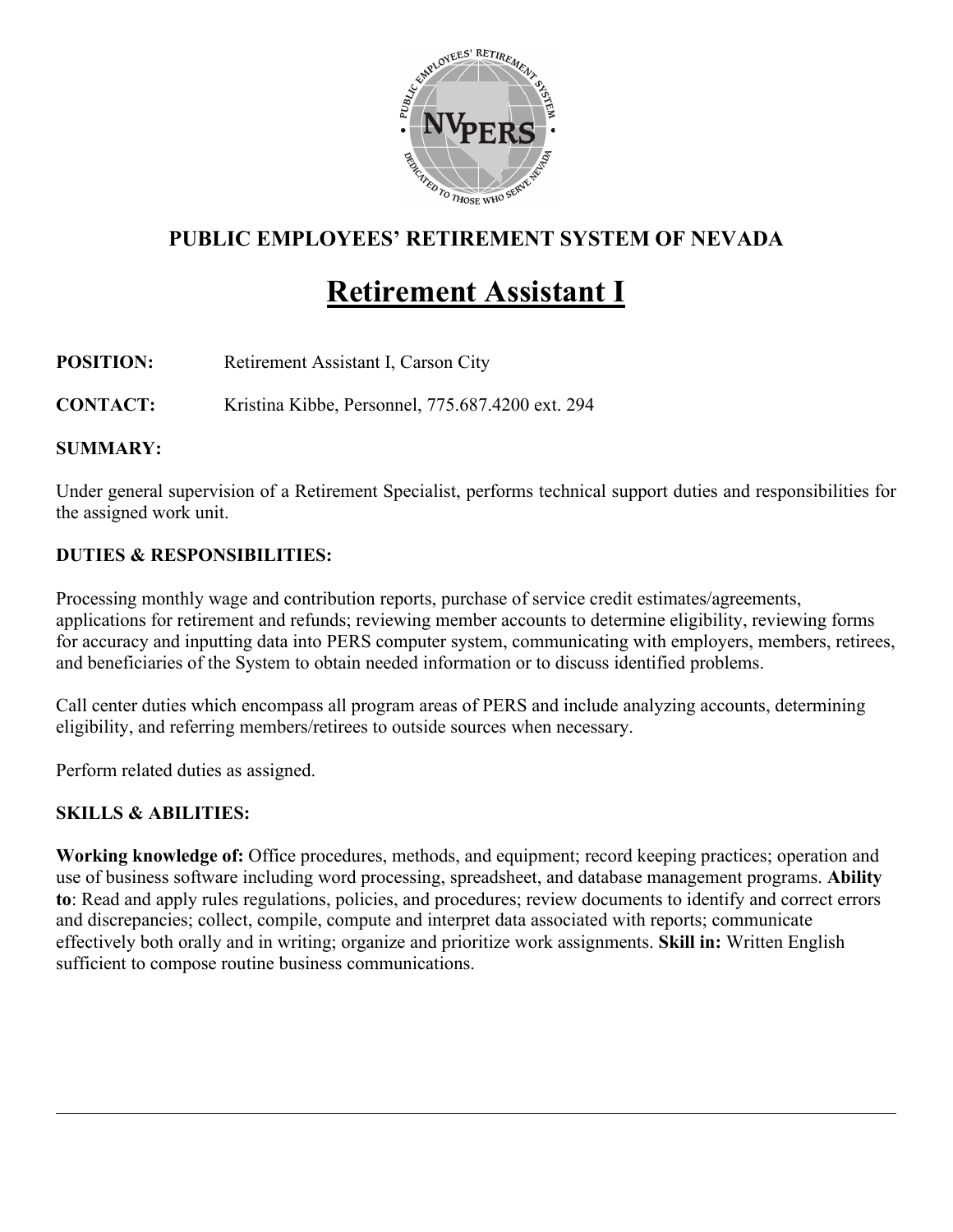## PUBLIC EMPLOYEES' RETIREMENT SYSTEM OF NEVADA

# Retirement Assistant I

**POSITION:** Retirement Assistant I, Carson City

**CONTACT:** Kristina Kibbe, Personnel, 775.687.4200 ext. 294

**SUMMARY:**

Under general supervision of a Retirement Specialist, performs technical support duties and responsibilities for the assigned work unit.

**DUTIES & RESPONSIBILITIES:**

Processing monthly wage and contribution reports, purchase of service credit estimates/agreements, applications for retirement and refunds; reviewing member accounts to determine eligibility, reviewing forms for accuracy and inputting data into PERS computer system, communicating with employers, members, retirees, and beneficiaries of the System to obtain needed information or to discuss identified problems.

Call center duties which encompass all program areas of PERS and include analyzing accounts, determining eligibility, and referring members/retirees to outside sources when necessary.

Perform related duties as assigned.

**SKILLS & ABILITIES:**

**Working knowledge of:** Office procedures, methods, and equipment; record keeping practices; operation and use of business software including word processing, spreadsheet, and database management programs. **Ability to**: Read and apply rules regulations, policies, and procedures; review documents to identify and correct errors and discrepancies; collect, compile, compute and interpret data associated with reports; communicate effectively both orally and in writing; organize and prioritize work assignments. **Skill in:** Written English sufficient to compose routine business communications.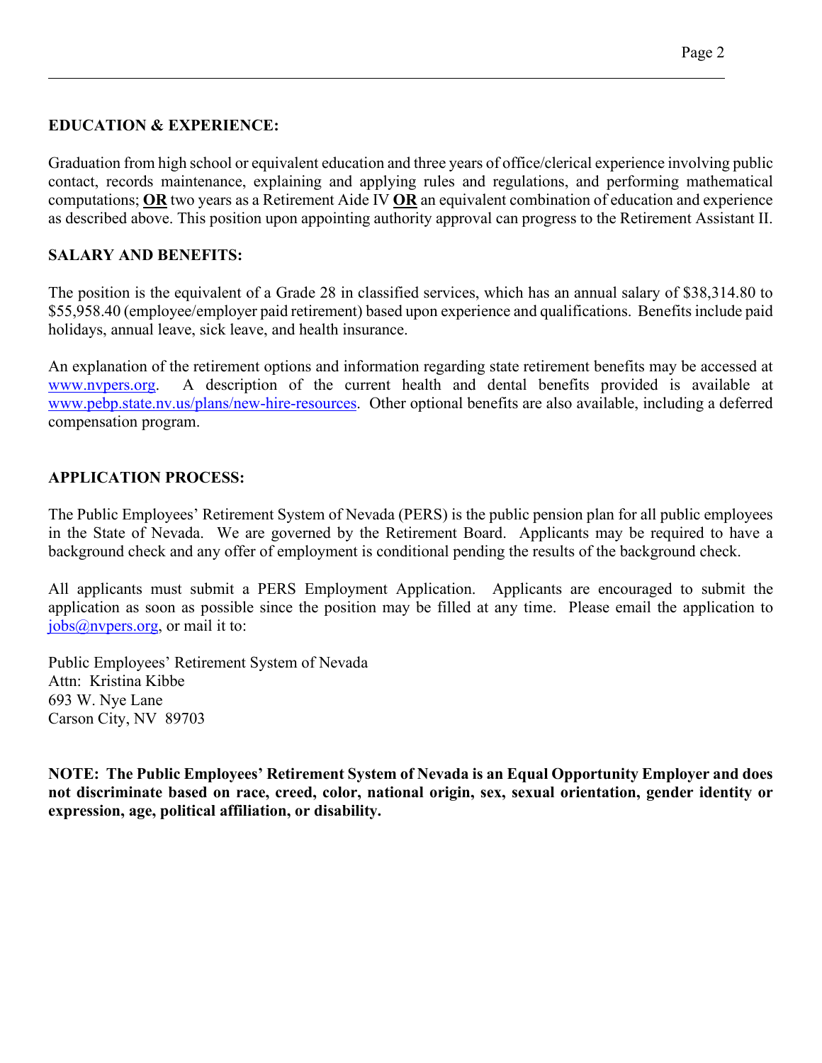**EDUCATION & EXPERIENCE:**

Graduation from high school or equivalent education and three years of office/clerical experience involving public contact, records maintenance, explaining and applying rules and regulations, and performing mathematical computations; **OR** two years as a Retirement Aide IV **OR** an equivalent combination of education and experience as described above. This position upon appointing authority approval can progress to the Retirement Assistant II.

**SALARY AND BENEFITS:**

The position is the equivalent of a Grade 28 in classified services, which has an annual salary of $38,314.80 to $55,958.40 (employee/employer paid retirement) based upon experience and qualifications. Benefits include paid holidays, annual leave, sick leave, and health insurance.

An explanation of the retirement options and information regarding state retirement benefits may be accessed at www.nvpers.org. A description of the current health and dental benefits provided is available at www.pebp.state.nv.us/plans/new-hire-resources. Other optional benefits are also available, including a deferred compensation program.

**APPLICATION PROCESS:**

The Public Employees' Retirement System of Nevada (PERS) is the public pension plan for all public employees in the State of Nevada. We are governed by the Retirement Board. Applicants may be required to have a background check and any offer of employment is conditional pending the results of the background check.

All applicants must submit a PERS Employment Application. Applicants are encouraged to submit the application as soon as possible since the position may be filled at any time. Please email the application to jobs@nvpers.org, or mail it to:

Public Employees' Retirement System of Nevada
Attn: Kristina Kibbe
693 W. Nye Lane
Carson City, NV 89703

**NOTE: The Public Employees' Retirement System of Nevada is an Equal Opportunity Employer and does not discriminate based on race, creed, color, national origin, sex, sexual orientation, gender identity or expression, age, political affiliation, or disability.**